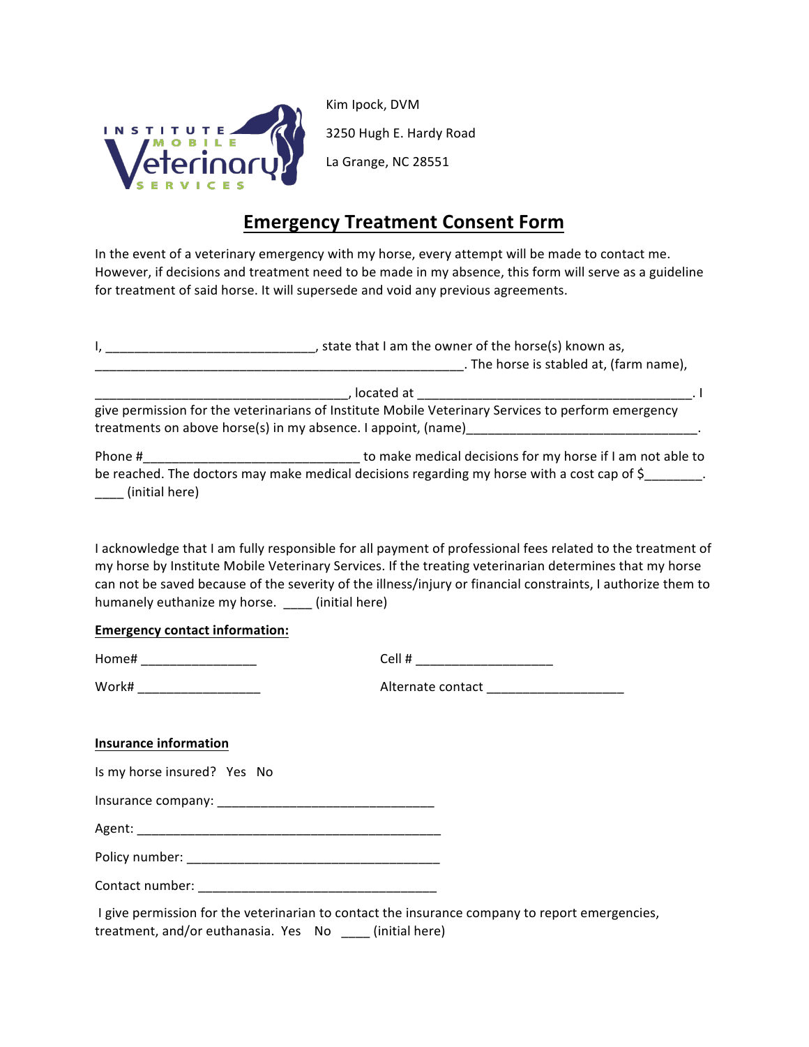INSTITUTE MOBILE Veterinary SERVICES

Kim Ipock, DVM

3250 Hugh E. Hardy Road

La Grange, NC 28551

# Emergency Treatment Consent Form

In the event of a veterinary emergency with my horse, every attempt will be made to contact me. However, if decisions and treatment need to be made in my absence, this form will serve as a guideline for treatment of said horse. It will supersede and void any previous agreements.

I, ____________________________, state that I am the owner of the horse(s) known as, ___________________________________________________. The horse is stabled at, (farm name),

__________________________________, located at _____________________________________. I give permission for the veterinarians of Institute Mobile Veterinary Services to perform emergency treatments on above horse(s) in my absence. I appoint, (name)_______________________________.

Phone #_____________________________ to make medical decisions for my horse if I am not able to be reached. The doctors may make medical decisions regarding my horse with a cost cap of $_______. ____ (initial here)

I acknowledge that I am fully responsible for all payment of professional fees related to the treatment of my horse by Institute Mobile Veterinary Services. If the treating veterinarian determines that my horse can not be saved because of the severity of the illness/injury or financial constraints, I authorize them to humanely euthanize my horse. ____ (initial here)

**Emergency contact information:**

Home# ________________ Cell # ___________________

Work# _________________ Alternate contact ___________________

**Insurance information**

Is my horse insured? Yes No

Insurance company: ______________________________

Agent: ___________________________________________

Policy number: __________________________________

Contact number: _________________________________

I give permission for the veterinarian to contact the insurance company to report emergencies, treatment, and/or euthanasia. Yes No ____ (initial here)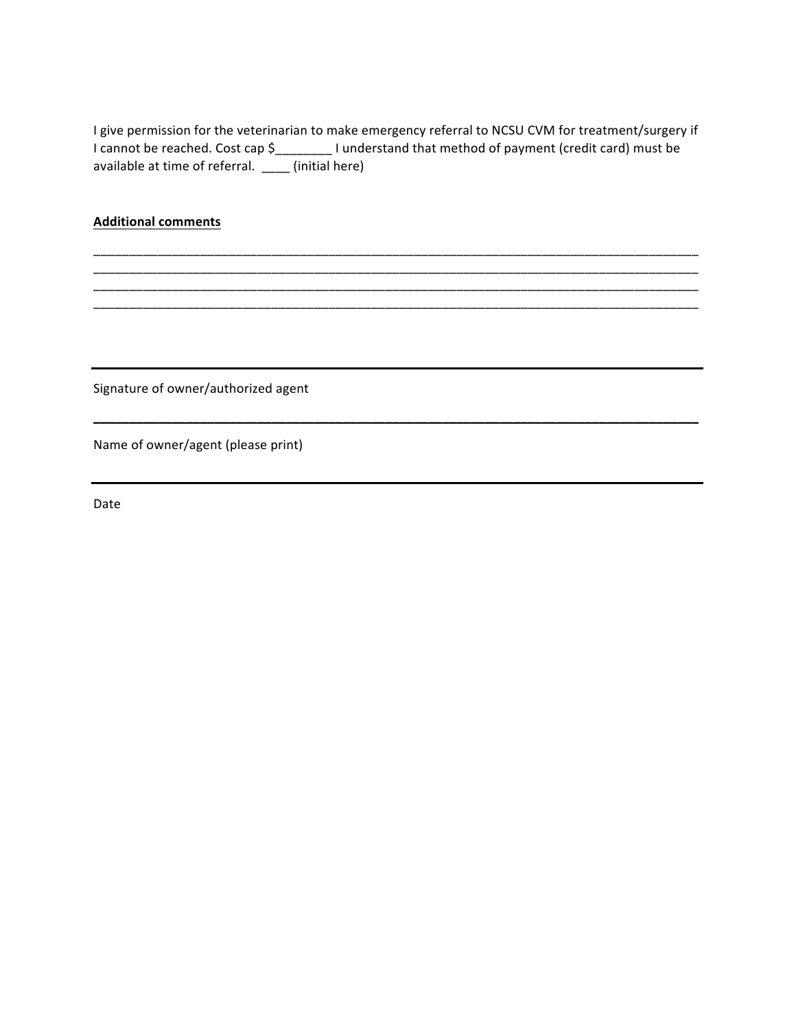I give permission for the veterinarian to make emergency referral to NCSU CVM for treatment/surgery if I cannot be reached. Cost cap $________ I understand that method of payment (credit card) must be available at time of referral. ____ (initial here)

**Additional comments**

___________________________________________________________________________________________
___________________________________________________________________________________________
___________________________________________________________________________________________
___________________________________________________________________________________________

___________________________________________________________________________________________

Signature of owner/authorized agent

___________________________________________________________________________________________

Name of owner/agent (please print)

___________________________________________________________________________________________

Date